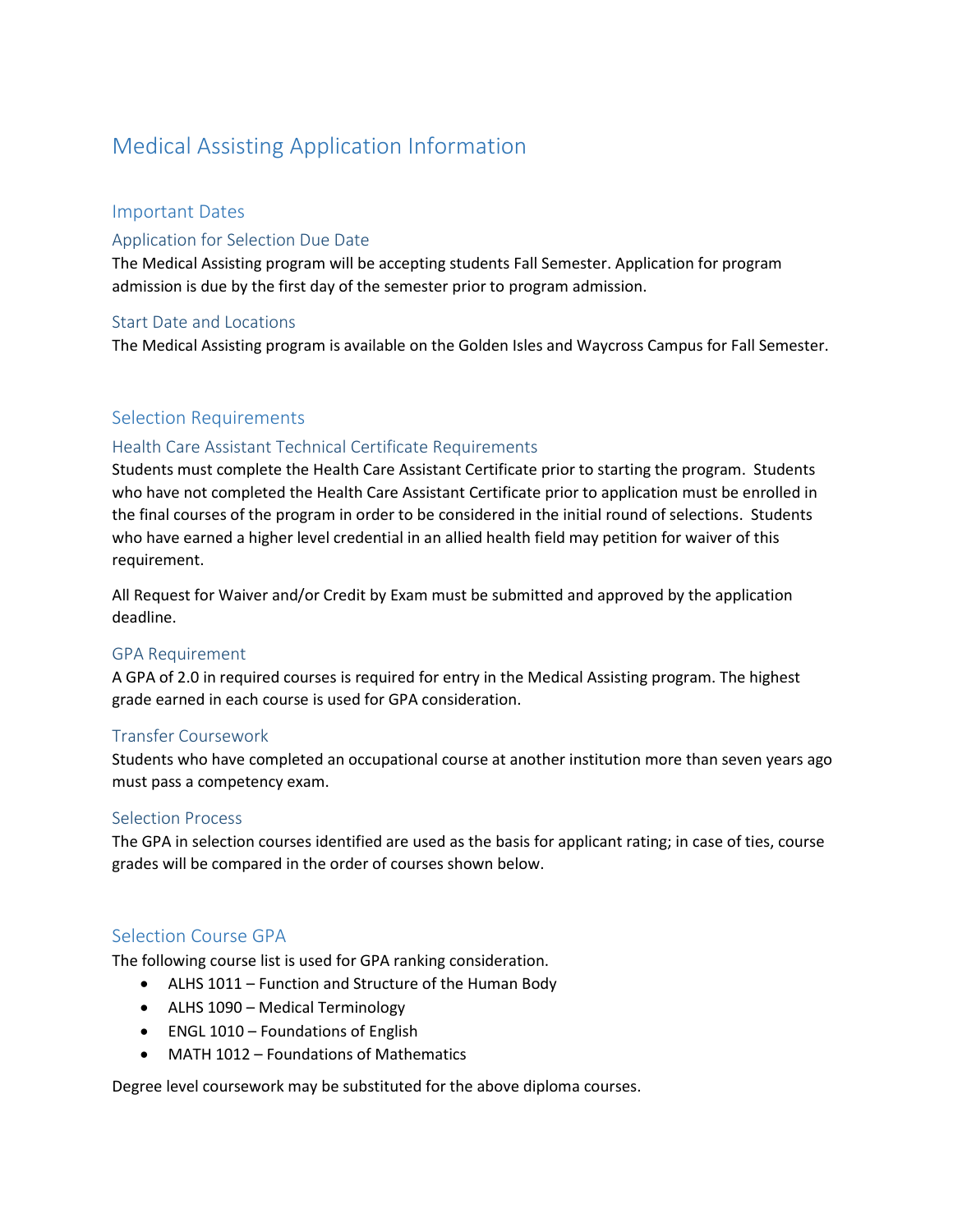# Medical Assisting Application Information

## Important Dates

### Application for Selection Due Date

The Medical Assisting program will be accepting students Fall Semester. Application for program admission is due by the first day of the semester prior to program admission.

### Start Date and Locations

The Medical Assisting program is available on the Golden Isles and Waycross Campus for Fall Semester.

## Selection Requirements

### Health Care Assistant Technical Certificate Requirements

Students must complete the Health Care Assistant Certificate prior to starting the program. Students who have not completed the Health Care Assistant Certificate prior to application must be enrolled in the final courses of the program in order to be considered in the initial round of selections. Students who have earned a higher level credential in an allied health field may petition for waiver of this requirement.

All Request for Waiver and/or Credit by Exam must be submitted and approved by the application deadline.

### GPA Requirement

A GPA of 2.0 in required courses is required for entry in the Medical Assisting program. The highest grade earned in each course is used for GPA consideration.

### Transfer Coursework

Students who have completed an occupational course at another institution more than seven years ago must pass a competency exam.

### Selection Process

The GPA in selection courses identified are used as the basis for applicant rating; in case of ties, course grades will be compared in the order of courses shown below.

## Selection Course GPA

The following course list is used for GPA ranking consideration.

- ALHS 1011 – Function and Structure of the Human Body
- ALHS 1090 – Medical Terminology
- ENGL 1010 – Foundations of English
- MATH 1012 – Foundations of Mathematics

Degree level coursework may be substituted for the above diploma courses.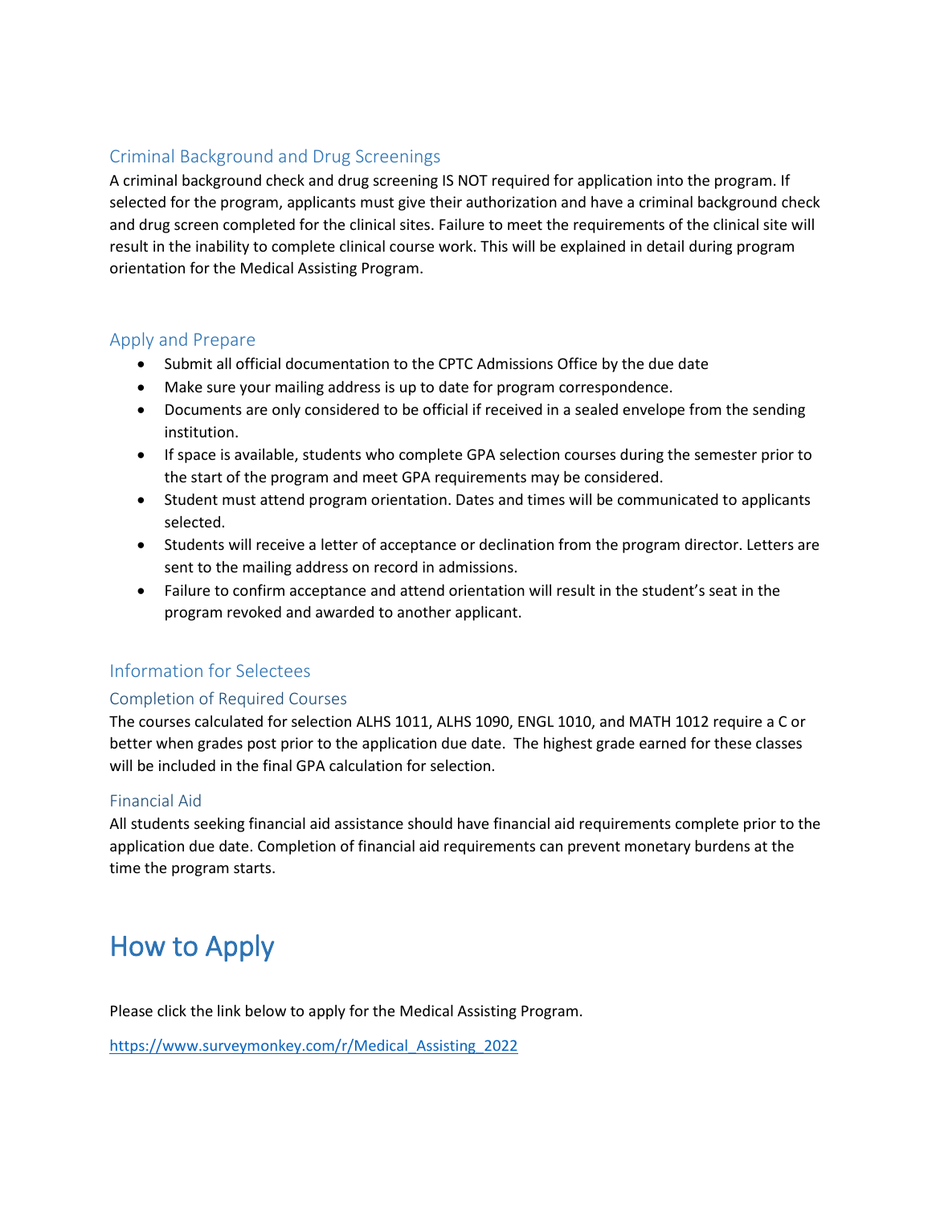## Criminal Background and Drug Screenings

A criminal background check and drug screening IS NOT required for application into the program. If selected for the program, applicants must give their authorization and have a criminal background check and drug screen completed for the clinical sites. Failure to meet the requirements of the clinical site will result in the inability to complete clinical course work. This will be explained in detail during program orientation for the Medical Assisting Program.

## Apply and Prepare

- Submit all official documentation to the CPTC Admissions Office by the due date
- Make sure your mailing address is up to date for program correspondence.
- Documents are only considered to be official if received in a sealed envelope from the sending institution.
- If space is available, students who complete GPA selection courses during the semester prior to the start of the program and meet GPA requirements may be considered.
- Student must attend program orientation. Dates and times will be communicated to applicants selected.
- Students will receive a letter of acceptance or declination from the program director. Letters are sent to the mailing address on record in admissions.
- Failure to confirm acceptance and attend orientation will result in the student's seat in the program revoked and awarded to another applicant.

## Information for Selectees

### Completion of Required Courses

The courses calculated for selection ALHS 1011, ALHS 1090, ENGL 1010, and MATH 1012 require a C or better when grades post prior to the application due date. The highest grade earned for these classes will be included in the final GPA calculation for selection.

### Financial Aid

All students seeking financial aid assistance should have financial aid requirements complete prior to the application due date. Completion of financial aid requirements can prevent monetary burdens at the time the program starts.

# How to Apply

Please click the link below to apply for the Medical Assisting Program.

https://www.surveymonkey.com/r/Medical_Assisting_2022